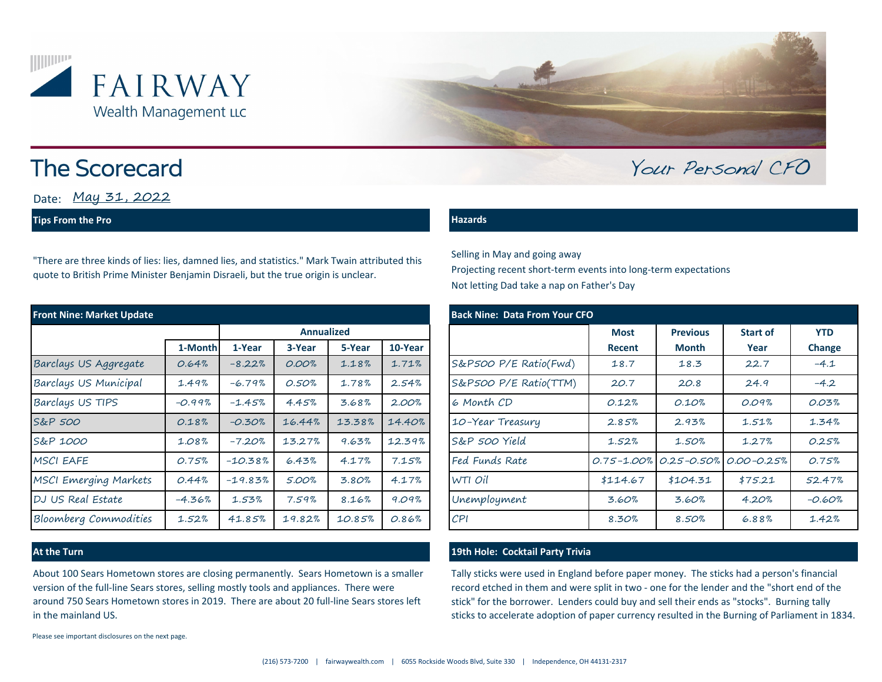FAIRWAY
Wealth Management LLC

# The Scorecard

*Your Personal CFO*

Date: May 31, 2022

## Tips From the Pro

"There are three kinds of lies: lies, damned lies, and statistics." Mark Twain attributed this quote to British Prime Minister Benjamin Disraeli, but the true origin is unclear.

## Hazards

Selling in May and going away

Projecting recent short-term events into long-term expectations

Not letting Dad take a nap on Father's Day

## Front Nine: Market Update

| | | Annualized | | | |
|---|---|---|---|---|---|
| | 1-Month | 1-Year | 3-Year | 5-Year | 10-Year |
| Barclays US Aggregate | 0.64% | -8.22% | 0.00% | 1.18% | 1.71% |
| Barclays US Municipal | 1.49% | -6.79% | 0.50% | 1.78% | 2.54% |
| Barclays US TIPS | -0.99% | -1.45% | 4.45% | 3.68% | 2.00% |
| S&P 500 | 0.18% | -0.30% | 16.44% | 13.38% | 14.40% |
| S&P 1000 | 1.08% | -7.20% | 13.27% | 9.63% | 12.39% |
| MSCI EAFE | 0.75% | -10.38% | 6.43% | 4.17% | 7.15% |
| MSCI Emerging Markets | 0.44% | -19.83% | 5.00% | 3.80% | 4.17% |
| DJ US Real Estate | -4.36% | 1.53% | 7.59% | 8.16% | 9.09% |
| Bloomberg Commodities | 1.52% | 41.85% | 19.82% | 10.85% | 0.86% |

## Back Nine: Data From Your CFO

| | Most Recent | Previous Month | Start of Year | YTD Change |
|---|---|---|---|---|
| S&P500 P/E Ratio(Fwd) | 18.7 | 18.3 | 22.7 | -4.1 |
| S&P500 P/E Ratio(TTM) | 20.7 | 20.8 | 24.9 | -4.2 |
| 6 Month CD | 0.12% | 0.10% | 0.09% | 0.03% |
| 10-Year Treasury | 2.85% | 2.93% | 1.51% | 1.34% |
| S&P 500 Yield | 1.52% | 1.50% | 1.27% | 0.25% |
| Fed Funds Rate | 0.75-1.00% | 0.25-0.50% | 0.00-0.25% | 0.75% |
| WTI Oil | $114.67 | $104.31 | $75.21 | 52.47% |
| Unemployment | 3.60% | 3.60% | 4.20% | -0.60% |
| CPI | 8.30% | 8.50% | 6.88% | 1.42% |

## At the Turn

About 100 Sears Hometown stores are closing permanently. Sears Hometown is a smaller version of the full-line Sears stores, selling mostly tools and appliances. There were around 750 Sears Hometown stores in 2019. There are about 20 full-line Sears stores left in the mainland US.

## 19th Hole: Cocktail Party Trivia

Tally sticks were used in England before paper money. The sticks had a person's financial record etched in them and were split in two - one for the lender and the "short end of the stick" for the borrower. Lenders could buy and sell their ends as "stocks". Burning tally sticks to accelerate adoption of paper currency resulted in the Burning of Parliament in 1834.

Please see important disclosures on the next page.

(216) 573-7200 | fairwaywealth.com | 6055 Rockside Woods Blvd, Suite 330 | Independence, OH 44131-2317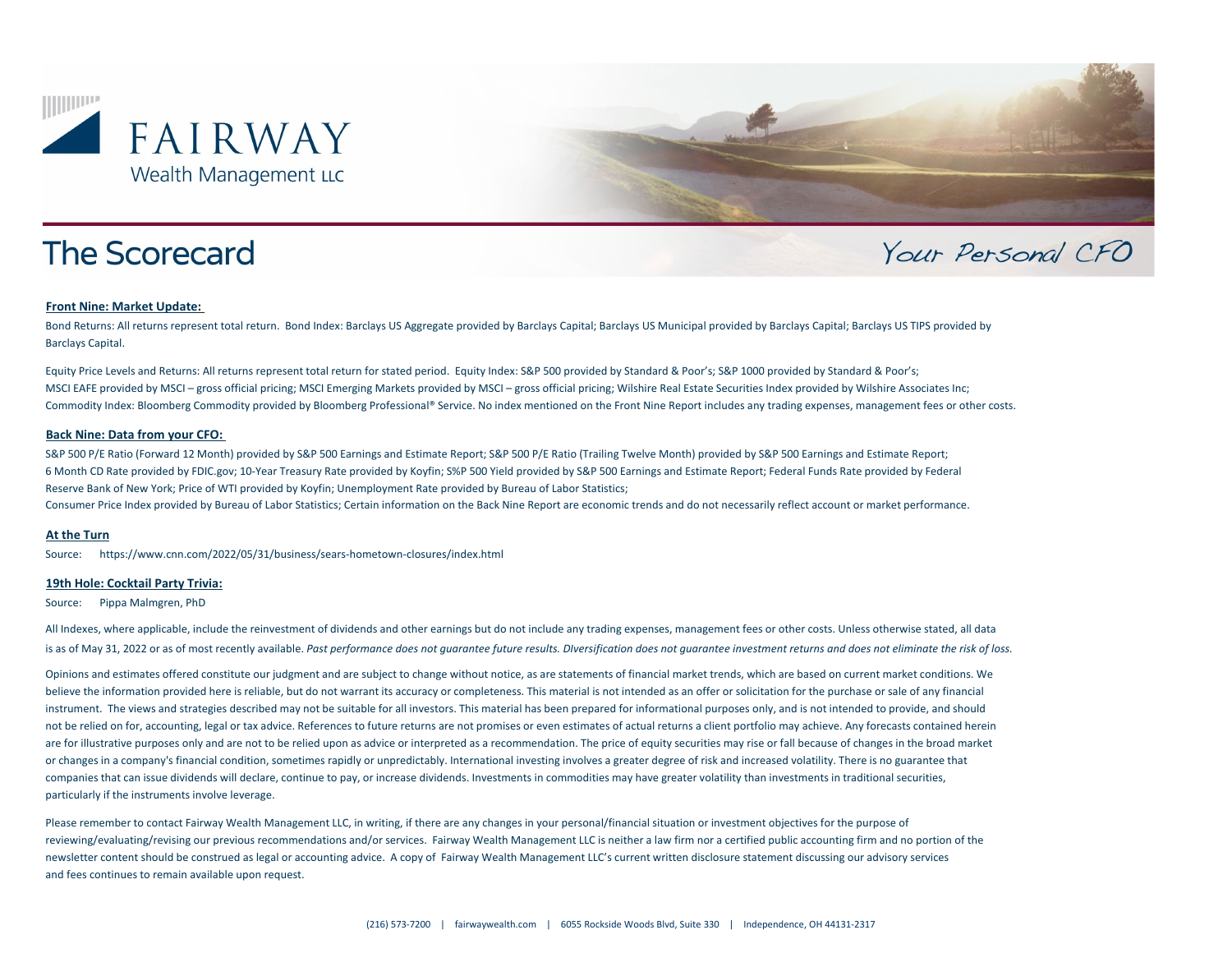# FAIRWAY

Wealth Management LLC

# The Scorecard

*Your Personal CFO*

**Front Nine: Market Update:**

Bond Returns: All returns represent total return. Bond Index: Barclays US Aggregate provided by Barclays Capital; Barclays US Municipal provided by Barclays Capital; Barclays US TIPS provided by Barclays Capital.

Equity Price Levels and Returns: All returns represent total return for stated period. Equity Index: S&P 500 provided by Standard & Poor's; S&P 1000 provided by Standard & Poor's; MSCI EAFE provided by MSCI – gross official pricing; MSCI Emerging Markets provided by MSCI – gross official pricing; Wilshire Real Estate Securities Index provided by Wilshire Associates Inc; Commodity Index: Bloomberg Commodity provided by Bloomberg Professional® Service. No index mentioned on the Front Nine Report includes any trading expenses, management fees or other costs.

**Back Nine: Data from your CFO:**

S&P 500 P/E Ratio (Forward 12 Month) provided by S&P 500 Earnings and Estimate Report; S&P 500 P/E Ratio (Trailing Twelve Month) provided by S&P 500 Earnings and Estimate Report; 6 Month CD Rate provided by FDIC.gov; 10-Year Treasury Rate provided by Koyfin; S%P 500 Yield provided by S&P 500 Earnings and Estimate Report; Federal Funds Rate provided by Federal Reserve Bank of New York; Price of WTI provided by Koyfin; Unemployment Rate provided by Bureau of Labor Statistics;
Consumer Price Index provided by Bureau of Labor Statistics; Certain information on the Back Nine Report are economic trends and do not necessarily reflect account or market performance.

**At the Turn**

Source: https://www.cnn.com/2022/05/31/business/sears-hometown-closures/index.html

**19th Hole: Cocktail Party Trivia:**

Source: Pippa Malmgren, PhD

All Indexes, where applicable, include the reinvestment of dividends and other earnings but do not include any trading expenses, management fees or other costs. Unless otherwise stated, all data is as of May 31, 2022 or as of most recently available. *Past performance does not guarantee future results. DIversification does not guarantee investment returns and does not eliminate the risk of loss.*

Opinions and estimates offered constitute our judgment and are subject to change without notice, as are statements of financial market trends, which are based on current market conditions. We believe the information provided here is reliable, but do not warrant its accuracy or completeness. This material is not intended as an offer or solicitation for the purchase or sale of any financial instrument. The views and strategies described may not be suitable for all investors. This material has been prepared for informational purposes only, and is not intended to provide, and should not be relied on for, accounting, legal or tax advice. References to future returns are not promises or even estimates of actual returns a client portfolio may achieve. Any forecasts contained herein are for illustrative purposes only and are not to be relied upon as advice or interpreted as a recommendation. The price of equity securities may rise or fall because of changes in the broad market or changes in a company's financial condition, sometimes rapidly or unpredictably. International investing involves a greater degree of risk and increased volatility. There is no guarantee that companies that can issue dividends will declare, continue to pay, or increase dividends. Investments in commodities may have greater volatility than investments in traditional securities, particularly if the instruments involve leverage.

Please remember to contact Fairway Wealth Management LLC, in writing, if there are any changes in your personal/financial situation or investment objectives for the purpose of reviewing/evaluating/revising our previous recommendations and/or services. Fairway Wealth Management LLC is neither a law firm nor a certified public accounting firm and no portion of the newsletter content should be construed as legal or accounting advice. A copy of Fairway Wealth Management LLC's current written disclosure statement discussing our advisory services and fees continues to remain available upon request.

(216) 573-7200 | fairwaywealth.com | 6055 Rockside Woods Blvd, Suite 330 | Independence, OH 44131-2317